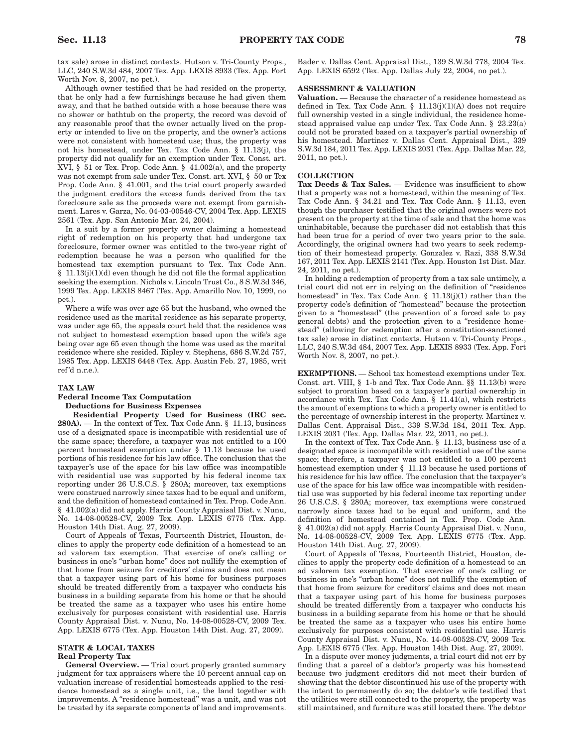tax sale) arose in distinct contexts. Hutson v. Tri-County Props., LLC, 240 S.W.3d 484, 2007 Tex. App. LEXIS 8933 (Tex. App. Fort Worth Nov. 8, 2007, no pet.).

Although owner testified that he had resided on the property, that he only had a few furnishings because he had given them away, and that he bathed outside with a hose because there was no shower or bathtub on the property, the record was devoid of any reasonable proof that the owner actually lived on the property or intended to live on the property, and the owner's actions were not consistent with homestead use; thus, the property was not his homestead, under Tex. Tax Code Ann. § 11.13(j), the property did not qualify for an exemption under Tex. Const. art. XVI, § 51 or Tex. Prop. Code Ann. § 41.002(a), and the property was not exempt from sale under Tex. Const. art. XVI, § 50 or Tex Prop. Code Ann. § 41.001, and the trial court properly awarded the judgment creditors the excess funds derived from the tax foreclosure sale as the proceeds were not exempt from garnishment. Lares v. Garza, No. 04-03-00546-CV, 2004 Tex. App. LEXIS 2561 (Tex. App. San Antonio Mar. 24, 2004).

In a suit by a former property owner claiming a homestead right of redemption on his property that had undergone tax foreclosure, former owner was entitled to the two-year right of redemption because he was a person who qualified for the homestead tax exemption pursuant to Tex. Tax Code Ann. § 11.13(j)(1)(d) even though he did not file the formal application seeking the exemption. Nichols v. Lincoln Trust Co., 8 S.W.3d 346, 1999 Tex. App. LEXIS 8467 (Tex. App. Amarillo Nov. 10, 1999, no pet.).

Where a wife was over age 65 but the husband, who owned the residence used as the marital residence as his separate property, was under age 65, the appeals court held that the residence was not subject to homestead exemption based upon the wife's age being over age 65 even though the home was used as the marital residence where she resided. Ripley v. Stephens, 686 S.W.2d 757, 1985 Tex. App. LEXIS 6448 (Tex. App. Austin Feb. 27, 1985, writ ref'd n.r.e.).

**TAX LAW**

**Federal Income Tax Computation**

**Deductions for Business Expenses**

**Residential Property Used for Business (IRC sec. 280A).** — In the context of Tex. Tax Code Ann. § 11.13, business use of a designated space is incompatible with residential use of the same space; therefore, a taxpayer was not entitled to a 100 percent homestead exemption under § 11.13 because he used portions of his residence for his law office. The conclusion that the taxpayer's use of the space for his law office was incompatible with residential use was supported by his federal income tax reporting under 26 U.S.C.S. § 280A; moreover, tax exemptions were construed narrowly since taxes had to be equal and uniform, and the definition of homestead contained in Tex. Prop. Code Ann. § 41.002(a) did not apply. Harris County Appraisal Dist. v. Nunu, No. 14-08-00528-CV, 2009 Tex. App. LEXIS 6775 (Tex. App. Houston 14th Dist. Aug. 27, 2009).

Court of Appeals of Texas, Fourteenth District, Houston, declines to apply the property code definition of a homestead to an ad valorem tax exemption. That exercise of one's calling or business in one's "urban home" does not nullify the exemption of that home from seizure for creditors' claims and does not mean that a taxpayer using part of his home for business purposes should be treated differently from a taxpayer who conducts his business in a building separate from his home or that he should be treated the same as a taxpayer who uses his entire home exclusively for purposes consistent with residential use. Harris County Appraisal Dist. v. Nunu, No. 14-08-00528-CV, 2009 Tex. App. LEXIS 6775 (Tex. App. Houston 14th Dist. Aug. 27, 2009).

**STATE & LOCAL TAXES**

**Real Property Tax**

**General Overview.** — Trial court properly granted summary judgment for tax appraisers where the 10 percent annual cap on valuation increase of residential homesteads applied to the residence homestead as a single unit, i.e., the land together with improvements. A "residence homestead" was a unit, and was not be treated by its separate components of land and improvements. Bader v. Dallas Cent. Appraisal Dist., 139 S.W.3d 778, 2004 Tex. App. LEXIS 6592 (Tex. App. Dallas July 22, 2004, no pet.).

**ASSESSMENT & VALUATION**

**Valuation.** — Because the character of a residence homestead as defined in Tex. Tax Code Ann. § 11.13(j)(1)(A) does not require full ownership vested in a single individual, the residence homestead appraised value cap under Tex. Tax Code Ann. § 23.23(a) could not be prorated based on a taxpayer's partial ownership of his homestead. Martinez v. Dallas Cent. Appraisal Dist., 339 S.W.3d 184, 2011 Tex. App. LEXIS 2031 (Tex. App. Dallas Mar. 22, 2011, no pet.).

**COLLECTION**

**Tax Deeds & Tax Sales.** — Evidence was insufficient to show that a property was not a homestead, within the meaning of Tex. Tax Code Ann. § 34.21 and Tex. Tax Code Ann. § 11.13, even though the purchaser testified that the original owners were not present on the property at the time of sale and that the home was uninhabitable, because the purchaser did not establish that this had been true for a period of over two years prior to the sale. Accordingly, the original owners had two years to seek redemption of their homestead property. Gonzalez v. Razi, 338 S.W.3d 167, 2011 Tex. App. LEXIS 2141 (Tex. App. Houston 1st Dist. Mar. 24, 2011, no pet.).

In holding a redemption of property from a tax sale untimely, a trial court did not err in relying on the definition of "residence homestead" in Tex. Tax Code Ann. § 11.13(j)(1) rather than the property code's definition of "homestead" because the protection given to a "homestead" (the prevention of a forced sale to pay general debts) and the protection given to a "residence homestead" (allowing for redemption after a constitution-sanctioned tax sale) arose in distinct contexts. Hutson v. Tri-County Props., LLC, 240 S.W.3d 484, 2007 Tex. App. LEXIS 8933 (Tex. App. Fort Worth Nov. 8, 2007, no pet.).

**EXEMPTIONS.** — School tax homestead exemptions under Tex. Const. art. VIII, § 1-b and Tex. Tax Code Ann. §§ 11.13(b) were subject to proration based on a taxpayer's partial ownership in accordance with Tex. Tax Code Ann. § 11.41(a), which restricts the amount of exemptions to which a property owner is entitled to the percentage of ownership interest in the property. Martinez v. Dallas Cent. Appraisal Dist., 339 S.W.3d 184, 2011 Tex. App. LEXIS 2031 (Tex. App. Dallas Mar. 22, 2011, no pet.).

In the context of Tex. Tax Code Ann. § 11.13, business use of a designated space is incompatible with residential use of the same space; therefore, a taxpayer was not entitled to a 100 percent homestead exemption under § 11.13 because he used portions of his residence for his law office. The conclusion that the taxpayer's use of the space for his law office was incompatible with residential use was supported by his federal income tax reporting under 26 U.S.C.S. § 280A; moreover, tax exemptions were construed narrowly since taxes had to be equal and uniform, and the definition of homestead contained in Tex. Prop. Code Ann. § 41.002(a) did not apply. Harris County Appraisal Dist. v. Nunu, No. 14-08-00528-CV, 2009 Tex. App. LEXIS 6775 (Tex. App. Houston 14th Dist. Aug. 27, 2009).

Court of Appeals of Texas, Fourteenth District, Houston, declines to apply the property code definition of a homestead to an ad valorem tax exemption. That exercise of one's calling or business in one's "urban home" does not nullify the exemption of that home from seizure for creditors' claims and does not mean that a taxpayer using part of his home for business purposes should be treated differently from a taxpayer who conducts his business in a building separate from his home or that he should be treated the same as a taxpayer who uses his entire home exclusively for purposes consistent with residential use. Harris County Appraisal Dist. v. Nunu, No. 14-08-00528-CV, 2009 Tex. App. LEXIS 6775 (Tex. App. Houston 14th Dist. Aug. 27, 2009).

In a dispute over money judgments, a trial court did not err by finding that a parcel of a debtor's property was his homestead because two judgment creditors did not meet their burden of showing that the debtor discontinued his use of the property with the intent to permanently do so; the debtor's wife testified that the utilities were still connected to the property, the property was still maintained, and furniture was still located there. The debtor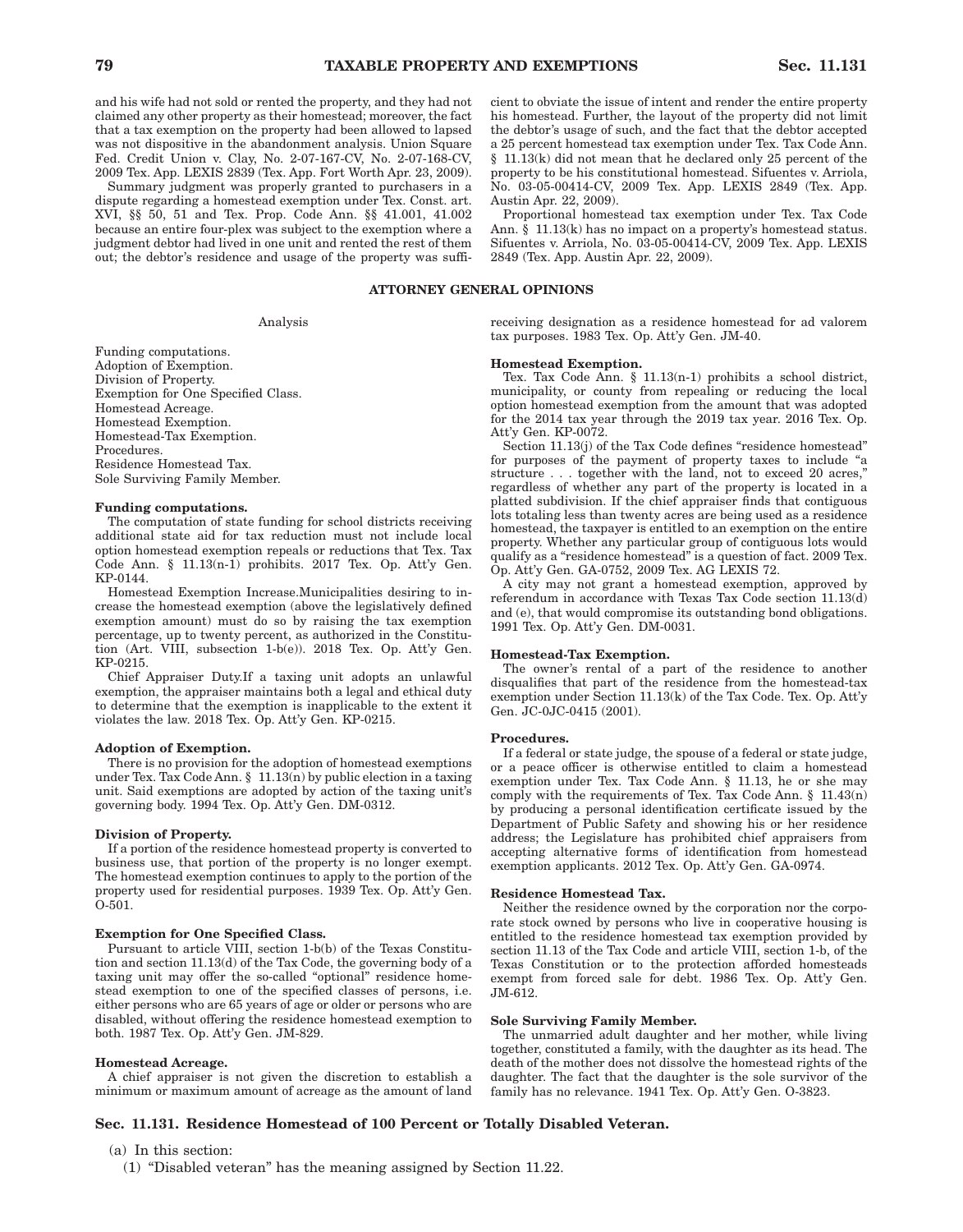and his wife had not sold or rented the property, and they had not claimed any other property as their homestead; moreover, the fact that a tax exemption on the property had been allowed to lapsed was not dispositive in the abandonment analysis. Union Square Fed. Credit Union v. Clay, No. 2-07-167-CV, No. 2-07-168-CV, 2009 Tex. App. LEXIS 2839 (Tex. App. Fort Worth Apr. 23, 2009).

Summary judgment was properly granted to purchasers in a dispute regarding a homestead exemption under Tex. Const. art. XVI, §§ 50, 51 and Tex. Prop. Code Ann. §§ 41.001, 41.002 because an entire four-plex was subject to the exemption where a judgment debtor had lived in one unit and rented the rest of them out; the debtor's residence and usage of the property was sufficient to obviate the issue of intent and render the entire property his homestead. Further, the layout of the property did not limit the debtor's usage of such, and the fact that the debtor accepted a 25 percent homestead tax exemption under Tex. Tax Code Ann. § 11.13(k) did not mean that he declared only 25 percent of the property to be his constitutional homestead. Sifuentes v. Arriola, No. 03-05-00414-CV, 2009 Tex. App. LEXIS 2849 (Tex. App. Austin Apr. 22, 2009).

Proportional homestead tax exemption under Tex. Tax Code Ann. § 11.13(k) has no impact on a property's homestead status. Sifuentes v. Arriola, No. 03-05-00414-CV, 2009 Tex. App. LEXIS 2849 (Tex. App. Austin Apr. 22, 2009).

## ATTORNEY GENERAL OPINIONS

Analysis

Funding computations.
Adoption of Exemption.
Division of Property.
Exemption for One Specified Class.
Homestead Acreage.
Homestead Exemption.
Homestead-Tax Exemption.
Procedures.
Residence Homestead Tax.
Sole Surviving Family Member.

**Funding computations.**

The computation of state funding for school districts receiving additional state aid for tax reduction must not include local option homestead exemption repeals or reductions that Tex. Tax Code Ann. § 11.13(n-1) prohibits. 2017 Tex. Op. Att'y Gen. KP-0144.

Homestead Exemption Increase.Municipalities desiring to increase the homestead exemption (above the legislatively defined exemption amount) must do so by raising the tax exemption percentage, up to twenty percent, as authorized in the Constitution (Art. VIII, subsection 1-b(e)). 2018 Tex. Op. Att'y Gen. KP-0215.

Chief Appraiser Duty.If a taxing unit adopts an unlawful exemption, the appraiser maintains both a legal and ethical duty to determine that the exemption is inapplicable to the extent it violates the law. 2018 Tex. Op. Att'y Gen. KP-0215.

**Adoption of Exemption.**

There is no provision for the adoption of homestead exemptions under Tex. Tax Code Ann. § 11.13(n) by public election in a taxing unit. Said exemptions are adopted by action of the taxing unit's governing body. 1994 Tex. Op. Att'y Gen. DM-0312.

**Division of Property.**

If a portion of the residence homestead property is converted to business use, that portion of the property is no longer exempt. The homestead exemption continues to apply to the portion of the property used for residential purposes. 1939 Tex. Op. Att'y Gen. O-501.

**Exemption for One Specified Class.**

Pursuant to article VIII, section 1-b(b) of the Texas Constitution and section 11.13(d) of the Tax Code, the governing body of a taxing unit may offer the so-called "optional" residence homestead exemption to one of the specified classes of persons, i.e. either persons who are 65 years of age or older or persons who are disabled, without offering the residence homestead exemption to both. 1987 Tex. Op. Att'y Gen. JM-829.

**Homestead Acreage.**

A chief appraiser is not given the discretion to establish a minimum or maximum amount of acreage as the amount of land receiving designation as a residence homestead for ad valorem tax purposes. 1983 Tex. Op. Att'y Gen. JM-40.

**Homestead Exemption.**

Tex. Tax Code Ann. § 11.13(n-1) prohibits a school district, municipality, or county from repealing or reducing the local option homestead exemption from the amount that was adopted for the 2014 tax year through the 2019 tax year. 2016 Tex. Op. Att'y Gen. KP-0072.

Section 11.13(j) of the Tax Code defines "residence homestead" for purposes of the payment of property taxes to include "a structure . . . together with the land, not to exceed 20 acres," regardless of whether any part of the property is located in a platted subdivision. If the chief appraiser finds that contiguous lots totaling less than twenty acres are being used as a residence homestead, the taxpayer is entitled to an exemption on the entire property. Whether any particular group of contiguous lots would qualify as a "residence homestead" is a question of fact. 2009 Tex. Op. Att'y Gen. GA-0752, 2009 Tex. AG LEXIS 72.

A city may not grant a homestead exemption, approved by referendum in accordance with Texas Tax Code section 11.13(d) and (e), that would compromise its outstanding bond obligations. 1991 Tex. Op. Att'y Gen. DM-0031.

**Homestead-Tax Exemption.**

The owner's rental of a part of the residence to another disqualifies that part of the residence from the homestead-tax exemption under Section 11.13(k) of the Tax Code. Tex. Op. Att'y Gen. JC-0JC-0415 (2001).

**Procedures.**

If a federal or state judge, the spouse of a federal or state judge, or a peace officer is otherwise entitled to claim a homestead exemption under Tex. Tax Code Ann. § 11.13, he or she may comply with the requirements of Tex. Tax Code Ann. § 11.43(n) by producing a personal identification certificate issued by the Department of Public Safety and showing his or her residence address; the Legislature has prohibited chief appraisers from accepting alternative forms of identification from homestead exemption applicants. 2012 Tex. Op. Att'y Gen. GA-0974.

**Residence Homestead Tax.**

Neither the residence owned by the corporation nor the corporate stock owned by persons who live in cooperative housing is entitled to the residence homestead tax exemption provided by section 11.13 of the Tax Code and article VIII, section 1-b, of the Texas Constitution or to the protection afforded homesteads exempt from forced sale for debt. 1986 Tex. Op. Att'y Gen. JM-612.

**Sole Surviving Family Member.**

The unmarried adult daughter and her mother, while living together, constituted a family, with the daughter as its head. The death of the mother does not dissolve the homestead rights of the daughter. The fact that the daughter is the sole survivor of the family has no relevance. 1941 Tex. Op. Att'y Gen. O-3823.

## Sec. 11.131. Residence Homestead of 100 Percent or Totally Disabled Veteran.

(a) In this section:

(1) "Disabled veteran" has the meaning assigned by Section 11.22.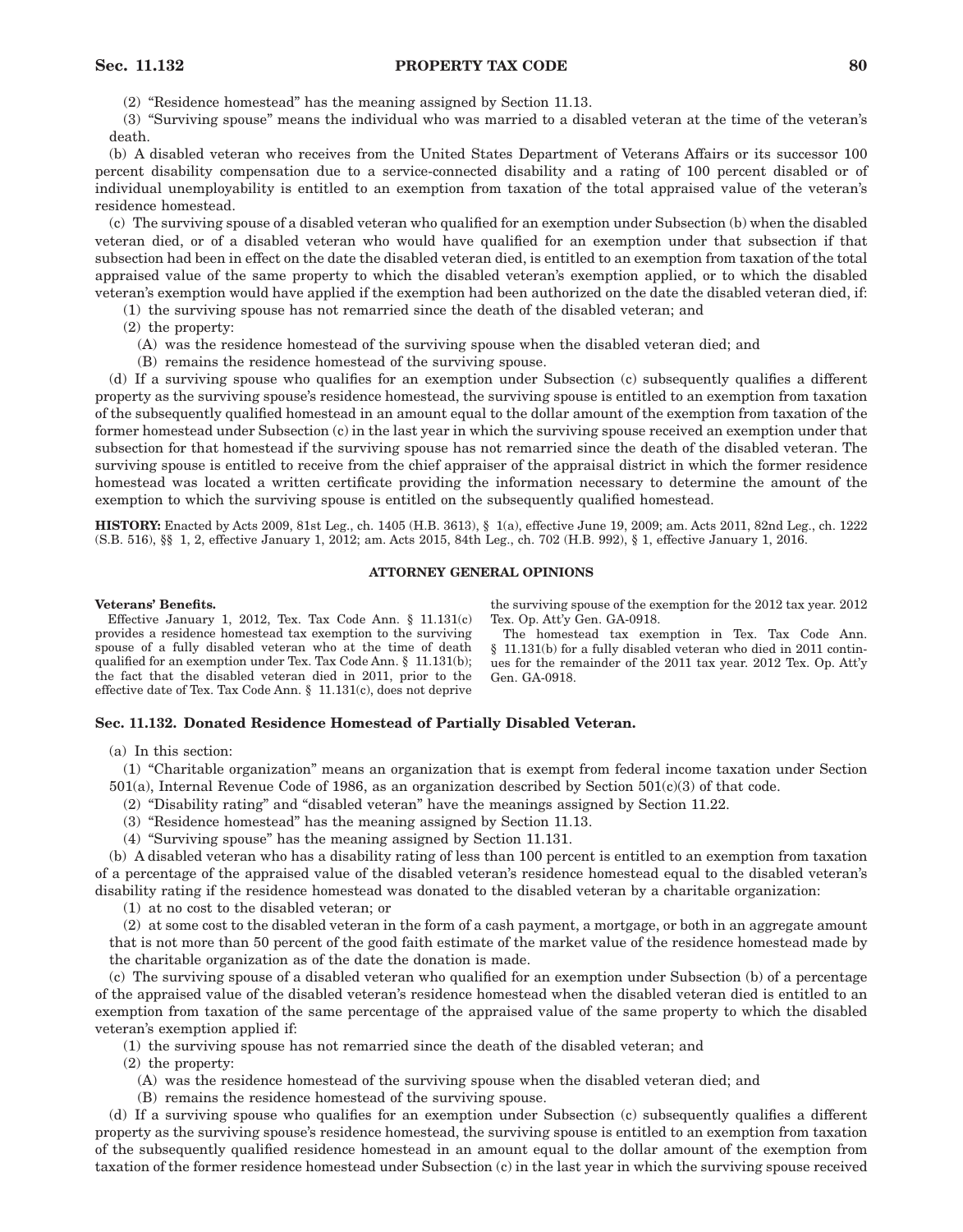(2) "Residence homestead" has the meaning assigned by Section 11.13.

(3) "Surviving spouse" means the individual who was married to a disabled veteran at the time of the veteran's death.

(b) A disabled veteran who receives from the United States Department of Veterans Affairs or its successor 100 percent disability compensation due to a service-connected disability and a rating of 100 percent disabled or of individual unemployability is entitled to an exemption from taxation of the total appraised value of the veteran's residence homestead.

(c) The surviving spouse of a disabled veteran who qualified for an exemption under Subsection (b) when the disabled veteran died, or of a disabled veteran who would have qualified for an exemption under that subsection if that subsection had been in effect on the date the disabled veteran died, is entitled to an exemption from taxation of the total appraised value of the same property to which the disabled veteran's exemption applied, or to which the disabled veteran's exemption would have applied if the exemption had been authorized on the date the disabled veteran died, if:

(1) the surviving spouse has not remarried since the death of the disabled veteran; and

(2) the property:

(A) was the residence homestead of the surviving spouse when the disabled veteran died; and

(B) remains the residence homestead of the surviving spouse.

(d) If a surviving spouse who qualifies for an exemption under Subsection (c) subsequently qualifies a different property as the surviving spouse's residence homestead, the surviving spouse is entitled to an exemption from taxation of the subsequently qualified homestead in an amount equal to the dollar amount of the exemption from taxation of the former homestead under Subsection (c) in the last year in which the surviving spouse received an exemption under that subsection for that homestead if the surviving spouse has not remarried since the death of the disabled veteran. The surviving spouse is entitled to receive from the chief appraiser of the appraisal district in which the former residence homestead was located a written certificate providing the information necessary to determine the amount of the exemption to which the surviving spouse is entitled on the subsequently qualified homestead.

**HISTORY:** Enacted by Acts 2009, 81st Leg., ch. 1405 (H.B. 3613), § 1(a), effective June 19, 2009; am. Acts 2011, 82nd Leg., ch. 1222 (S.B. 516), §§ 1, 2, effective January 1, 2012; am. Acts 2015, 84th Leg., ch. 702 (H.B. 992), § 1, effective January 1, 2016.

**ATTORNEY GENERAL OPINIONS**

**Veterans' Benefits.**

Effective January 1, 2012, Tex. Tax Code Ann. § 11.131(c) provides a residence homestead tax exemption to the surviving spouse of a fully disabled veteran who at the time of death qualified for an exemption under Tex. Tax Code Ann. § 11.131(b); the fact that the disabled veteran died in 2011, prior to the effective date of Tex. Tax Code Ann. § 11.131(c), does not deprive the surviving spouse of the exemption for the 2012 tax year. 2012 Tex. Op. Att'y Gen. GA-0918.

The homestead tax exemption in Tex. Tax Code Ann. § 11.131(b) for a fully disabled veteran who died in 2011 continues for the remainder of the 2011 tax year. 2012 Tex. Op. Att'y Gen. GA-0918.

### Sec. 11.132. Donated Residence Homestead of Partially Disabled Veteran.

(a) In this section:

(1) "Charitable organization" means an organization that is exempt from federal income taxation under Section 501(a), Internal Revenue Code of 1986, as an organization described by Section 501(c)(3) of that code.

(2) "Disability rating" and "disabled veteran" have the meanings assigned by Section 11.22.

(3) "Residence homestead" has the meaning assigned by Section 11.13.

(4) "Surviving spouse" has the meaning assigned by Section 11.131.

(b) A disabled veteran who has a disability rating of less than 100 percent is entitled to an exemption from taxation of a percentage of the appraised value of the disabled veteran's residence homestead equal to the disabled veteran's disability rating if the residence homestead was donated to the disabled veteran by a charitable organization:

(1) at no cost to the disabled veteran; or

(2) at some cost to the disabled veteran in the form of a cash payment, a mortgage, or both in an aggregate amount that is not more than 50 percent of the good faith estimate of the market value of the residence homestead made by the charitable organization as of the date the donation is made.

(c) The surviving spouse of a disabled veteran who qualified for an exemption under Subsection (b) of a percentage of the appraised value of the disabled veteran's residence homestead when the disabled veteran died is entitled to an exemption from taxation of the same percentage of the appraised value of the same property to which the disabled veteran's exemption applied if:

(1) the surviving spouse has not remarried since the death of the disabled veteran; and

(2) the property:

(A) was the residence homestead of the surviving spouse when the disabled veteran died; and

(B) remains the residence homestead of the surviving spouse.

(d) If a surviving spouse who qualifies for an exemption under Subsection (c) subsequently qualifies a different property as the surviving spouse's residence homestead, the surviving spouse is entitled to an exemption from taxation of the subsequently qualified residence homestead in an amount equal to the dollar amount of the exemption from taxation of the former residence homestead under Subsection (c) in the last year in which the surviving spouse received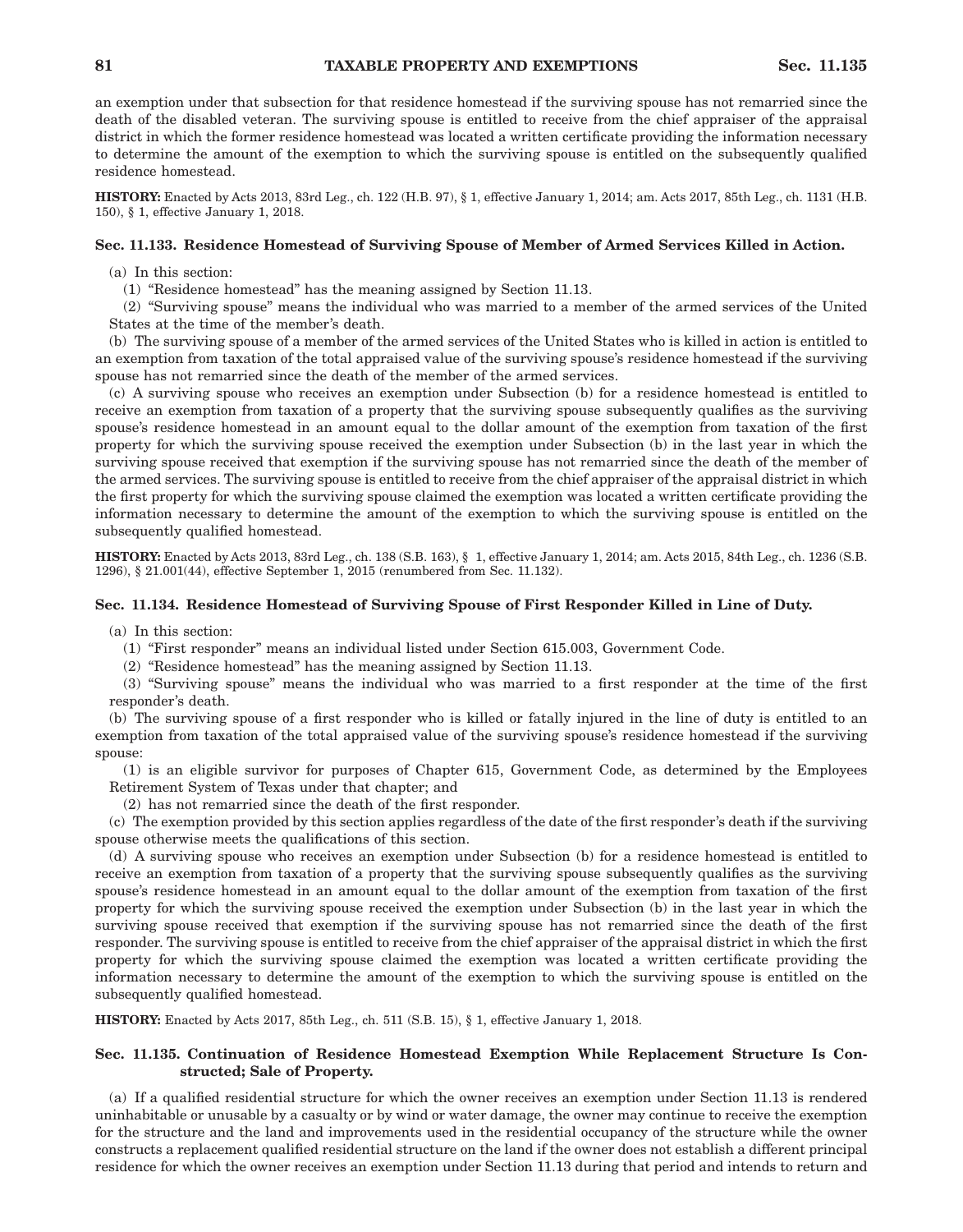an exemption under that subsection for that residence homestead if the surviving spouse has not remarried since the death of the disabled veteran. The surviving spouse is entitled to receive from the chief appraiser of the appraisal district in which the former residence homestead was located a written certificate providing the information necessary to determine the amount of the exemption to which the surviving spouse is entitled on the subsequently qualified residence homestead.

**HISTORY:** Enacted by Acts 2013, 83rd Leg., ch. 122 (H.B. 97), § 1, effective January 1, 2014; am. Acts 2017, 85th Leg., ch. 1131 (H.B. 150), § 1, effective January 1, 2018.

### Sec. 11.133. Residence Homestead of Surviving Spouse of Member of Armed Services Killed in Action.

(a) In this section:

(1) "Residence homestead" has the meaning assigned by Section 11.13.

(2) "Surviving spouse" means the individual who was married to a member of the armed services of the United States at the time of the member's death.

(b) The surviving spouse of a member of the armed services of the United States who is killed in action is entitled to an exemption from taxation of the total appraised value of the surviving spouse's residence homestead if the surviving spouse has not remarried since the death of the member of the armed services.

(c) A surviving spouse who receives an exemption under Subsection (b) for a residence homestead is entitled to receive an exemption from taxation of a property that the surviving spouse subsequently qualifies as the surviving spouse's residence homestead in an amount equal to the dollar amount of the exemption from taxation of the first property for which the surviving spouse received the exemption under Subsection (b) in the last year in which the surviving spouse received that exemption if the surviving spouse has not remarried since the death of the member of the armed services. The surviving spouse is entitled to receive from the chief appraiser of the appraisal district in which the first property for which the surviving spouse claimed the exemption was located a written certificate providing the information necessary to determine the amount of the exemption to which the surviving spouse is entitled on the subsequently qualified homestead.

**HISTORY:** Enacted by Acts 2013, 83rd Leg., ch. 138 (S.B. 163), § 1, effective January 1, 2014; am. Acts 2015, 84th Leg., ch. 1236 (S.B. 1296), § 21.001(44), effective September 1, 2015 (renumbered from Sec. 11.132).

### Sec. 11.134. Residence Homestead of Surviving Spouse of First Responder Killed in Line of Duty.

(a) In this section:

(1) "First responder" means an individual listed under Section 615.003, Government Code.

(2) "Residence homestead" has the meaning assigned by Section 11.13.

(3) "Surviving spouse" means the individual who was married to a first responder at the time of the first responder's death.

(b) The surviving spouse of a first responder who is killed or fatally injured in the line of duty is entitled to an exemption from taxation of the total appraised value of the surviving spouse's residence homestead if the surviving spouse:

(1) is an eligible survivor for purposes of Chapter 615, Government Code, as determined by the Employees Retirement System of Texas under that chapter; and

(2) has not remarried since the death of the first responder.

(c) The exemption provided by this section applies regardless of the date of the first responder's death if the surviving spouse otherwise meets the qualifications of this section.

(d) A surviving spouse who receives an exemption under Subsection (b) for a residence homestead is entitled to receive an exemption from taxation of a property that the surviving spouse subsequently qualifies as the surviving spouse's residence homestead in an amount equal to the dollar amount of the exemption from taxation of the first property for which the surviving spouse received the exemption under Subsection (b) in the last year in which the surviving spouse received that exemption if the surviving spouse has not remarried since the death of the first responder. The surviving spouse is entitled to receive from the chief appraiser of the appraisal district in which the first property for which the surviving spouse claimed the exemption was located a written certificate providing the information necessary to determine the amount of the exemption to which the surviving spouse is entitled on the subsequently qualified homestead.

**HISTORY:** Enacted by Acts 2017, 85th Leg., ch. 511 (S.B. 15), § 1, effective January 1, 2018.

### Sec. 11.135. Continuation of Residence Homestead Exemption While Replacement Structure Is Constructed; Sale of Property.

(a) If a qualified residential structure for which the owner receives an exemption under Section 11.13 is rendered uninhabitable or unusable by a casualty or by wind or water damage, the owner may continue to receive the exemption for the structure and the land and improvements used in the residential occupancy of the structure while the owner constructs a replacement qualified residential structure on the land if the owner does not establish a different principal residence for which the owner receives an exemption under Section 11.13 during that period and intends to return and